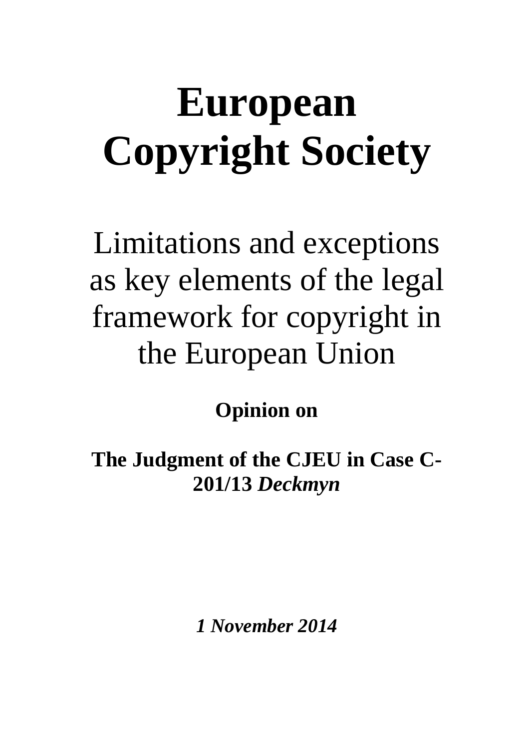# European Copyright Society

## Limitations and exceptions as key elements of the legal framework for copyright in the European Union

**Opinion on**

**The Judgment of the CJEU in Case C-201/13 *Deckmyn***

***1 November 2014***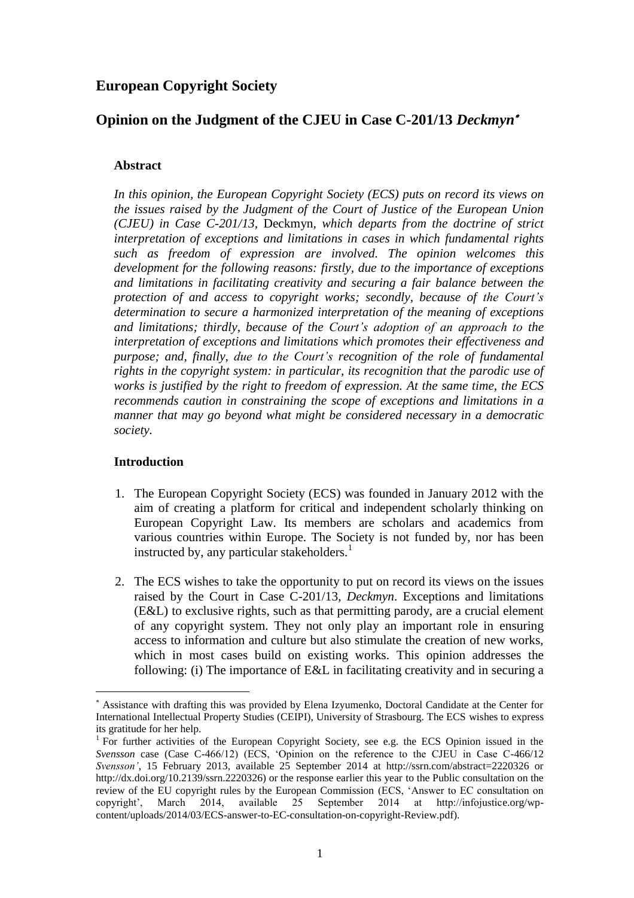# European Copyright Society

## Opinion on the Judgment of the CJEU in Case C-201/13 *Deckmyn*[*]

### Abstract

*In this opinion, the European Copyright Society (ECS) puts on record its views on the issues raised by the Judgment of the Court of Justice of the European Union (CJEU) in Case C-201/13,* Deckmyn*, which departs from the doctrine of strict interpretation of exceptions and limitations in cases in which fundamental rights such as freedom of expression are involved. The opinion welcomes this development for the following reasons: firstly, due to the importance of exceptions and limitations in facilitating creativity and securing a fair balance between the protection of and access to copyright works; secondly, because of the Court's determination to secure a harmonized interpretation of the meaning of exceptions and limitations; thirdly, because of the Court's adoption of an approach to the interpretation of exceptions and limitations which promotes their effectiveness and purpose; and, finally, due to the Court's recognition of the role of fundamental rights in the copyright system: in particular, its recognition that the parodic use of works is justified by the right to freedom of expression. At the same time, the ECS recommends caution in constraining the scope of exceptions and limitations in a manner that may go beyond what might be considered necessary in a democratic society.*

### Introduction

1. The European Copyright Society (ECS) was founded in January 2012 with the aim of creating a platform for critical and independent scholarly thinking on European Copyright Law. Its members are scholars and academics from various countries within Europe. The Society is not funded by, nor has been instructed by, any particular stakeholders.[1]

2. The ECS wishes to take the opportunity to put on record its views on the issues raised by the Court in Case C-201/13, *Deckmyn*. Exceptions and limitations (E&L) to exclusive rights, such as that permitting parody, are a crucial element of any copyright system. They not only play an important role in ensuring access to information and culture but also stimulate the creation of new works, which in most cases build on existing works. This opinion addresses the following: (i) The importance of E&L in facilitating creativity and in securing a

---

[*] Assistance with drafting this was provided by Elena Izyumenko, Doctoral Candidate at the Center for International Intellectual Property Studies (CEIPI), University of Strasbourg. The ECS wishes to express its gratitude for her help.

[1] For further activities of the European Copyright Society, see e.g. the ECS Opinion issued in the *Svensson* case (Case C-466/12) (ECS, 'Opinion on the reference to the CJEU in Case C-466/12 *Svensson*', 15 February 2013, available 25 September 2014 at http://ssrn.com/abstract=2220326 or http://dx.doi.org/10.2139/ssrn.2220326) or the response earlier this year to the Public consultation on the review of the EU copyright rules by the European Commission (ECS, 'Answer to EC consultation on copyright', March 2014, available 25 September 2014 at http://infojustice.org/wp-content/uploads/2014/03/ECS-answer-to-EC-consultation-on-copyright-Review.pdf).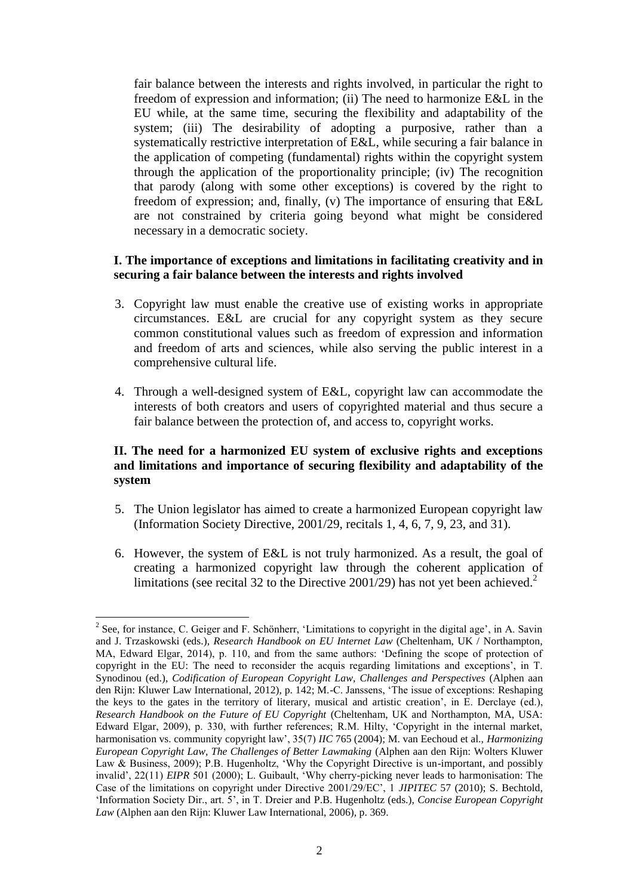fair balance between the interests and rights involved, in particular the right to freedom of expression and information; (ii) The need to harmonize E&L in the EU while, at the same time, securing the flexibility and adaptability of the system; (iii) The desirability of adopting a purposive, rather than a systematically restrictive interpretation of E&L, while securing a fair balance in the application of competing (fundamental) rights within the copyright system through the application of the proportionality principle; (iv) The recognition that parody (along with some other exceptions) is covered by the right to freedom of expression; and, finally, (v) The importance of ensuring that E&L are not constrained by criteria going beyond what might be considered necessary in a democratic society.

### I. The importance of exceptions and limitations in facilitating creativity and in securing a fair balance between the interests and rights involved

3. Copyright law must enable the creative use of existing works in appropriate circumstances. E&L are crucial for any copyright system as they secure common constitutional values such as freedom of expression and information and freedom of arts and sciences, while also serving the public interest in a comprehensive cultural life.

4. Through a well-designed system of E&L, copyright law can accommodate the interests of both creators and users of copyrighted material and thus secure a fair balance between the protection of, and access to, copyright works.

### II. The need for a harmonized EU system of exclusive rights and exceptions and limitations and importance of securing flexibility and adaptability of the system

5. The Union legislator has aimed to create a harmonized European copyright law (Information Society Directive, 2001/29, recitals 1, 4, 6, 7, 9, 23, and 31).

6. However, the system of E&L is not truly harmonized. As a result, the goal of creating a harmonized copyright law through the coherent application of limitations (see recital 32 to the Directive 2001/29) has not yet been achieved.[2]

---

[2] See, for instance, C. Geiger and F. Schönherr, 'Limitations to copyright in the digital age', in A. Savin and J. Trzaskowski (eds.), *Research Handbook on EU Internet Law* (Cheltenham, UK / Northampton, MA, Edward Elgar, 2014), p. 110, and from the same authors: 'Defining the scope of protection of copyright in the EU: The need to reconsider the acquis regarding limitations and exceptions', in T. Synodinou (ed.), *Codification of European Copyright Law, Challenges and Perspectives* (Alphen aan den Rijn: Kluwer Law International, 2012), p. 142; M.-C. Janssens, 'The issue of exceptions: Reshaping the keys to the gates in the territory of literary, musical and artistic creation', in E. Derclaye (ed.), *Research Handbook on the Future of EU Copyright* (Cheltenham, UK and Northampton, MA, USA: Edward Elgar, 2009), p. 330, with further references; R.M. Hilty, 'Copyright in the internal market, harmonisation vs. community copyright law', 35(7) *IIC* 765 (2004); M. van Eechoud et al., *Harmonizing European Copyright Law, The Challenges of Better Lawmaking* (Alphen aan den Rijn: Wolters Kluwer Law & Business, 2009); P.B. Hugenholtz, 'Why the Copyright Directive is un-important, and possibly invalid', 22(11) *EIPR* 501 (2000); L. Guibault, 'Why cherry-picking never leads to harmonisation: The Case of the limitations on copyright under Directive 2001/29/EC', 1 *JIPITEC* 57 (2010); S. Bechtold, 'Information Society Dir., art. 5', in T. Dreier and P.B. Hugenholtz (eds.), *Concise European Copyright Law* (Alphen aan den Rijn: Kluwer Law International, 2006), p. 369.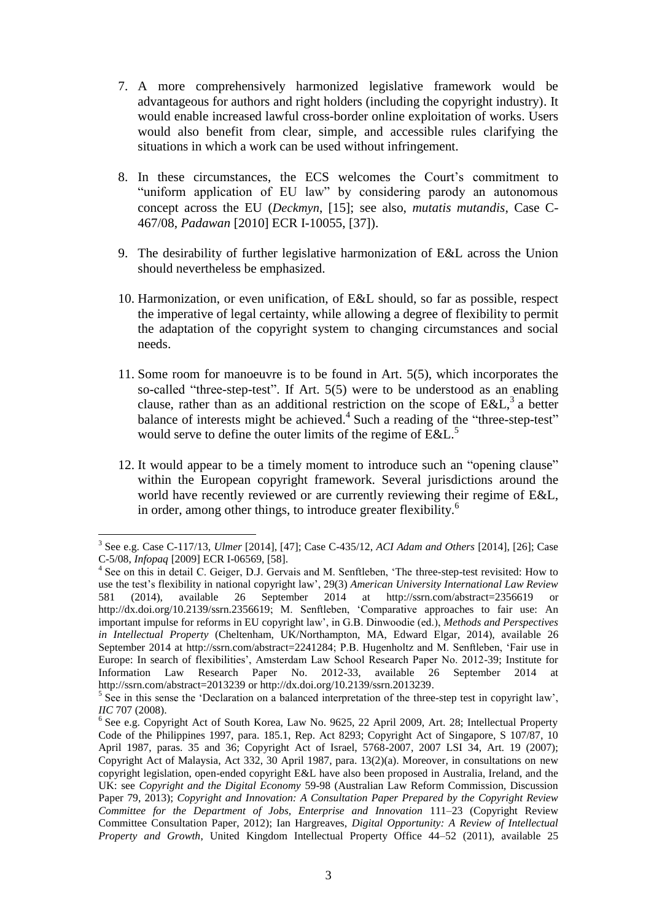7. A more comprehensively harmonized legislative framework would be advantageous for authors and right holders (including the copyright industry). It would enable increased lawful cross-border online exploitation of works. Users would also benefit from clear, simple, and accessible rules clarifying the situations in which a work can be used without infringement.

8. In these circumstances, the ECS welcomes the Court's commitment to "uniform application of EU law" by considering parody an autonomous concept across the EU (*Deckmyn*, [15]; see also, *mutatis mutandis*, Case C-467/08, *Padawan* [2010] ECR I-10055, [37]).

9. The desirability of further legislative harmonization of E&L across the Union should nevertheless be emphasized.

10. Harmonization, or even unification, of E&L should, so far as possible, respect the imperative of legal certainty, while allowing a degree of flexibility to permit the adaptation of the copyright system to changing circumstances and social needs.

11. Some room for manoeuvre is to be found in Art. 5(5), which incorporates the so-called "three-step-test". If Art. 5(5) were to be understood as an enabling clause, rather than as an additional restriction on the scope of E&L,[3] a better balance of interests might be achieved.[4] Such a reading of the "three-step-test" would serve to define the outer limits of the regime of E&L.[5]

12. It would appear to be a timely moment to introduce such an "opening clause" within the European copyright framework. Several jurisdictions around the world have recently reviewed or are currently reviewing their regime of E&L, in order, among other things, to introduce greater flexibility.[6]

---

[3] See e.g. Case C-117/13, *Ulmer* [2014], [47]; Case C-435/12, *ACI Adam and Others* [2014], [26]; Case C-5/08, *Infopaq* [2009] ECR I-06569, [58].

[4] See on this in detail C. Geiger, D.J. Gervais and M. Senftleben, 'The three-step-test revisited: How to use the test's flexibility in national copyright law', 29(3) *American University International Law Review* 581 (2014), available 26 September 2014 at http://ssrn.com/abstract=2356619 or http://dx.doi.org/10.2139/ssrn.2356619; M. Senftleben, 'Comparative approaches to fair use: An important impulse for reforms in EU copyright law', in G.B. Dinwoodie (ed.), *Methods and Perspectives in Intellectual Property* (Cheltenham, UK/Northampton, MA, Edward Elgar, 2014), available 26 September 2014 at http://ssrn.com/abstract=2241284; P.B. Hugenholtz and M. Senftleben, 'Fair use in Europe: In search of flexibilities', Amsterdam Law School Research Paper No. 2012-39; Institute for Information Law Research Paper No. 2012-33, available 26 September 2014 at http://ssrn.com/abstract=2013239 or http://dx.doi.org/10.2139/ssrn.2013239.

[5] See in this sense the 'Declaration on a balanced interpretation of the three-step test in copyright law', *IIC* 707 (2008).

[6] See e.g. Copyright Act of South Korea, Law No. 9625, 22 April 2009, Art. 28; Intellectual Property Code of the Philippines 1997, para. 185.1, Rep. Act 8293; Copyright Act of Singapore, S 107/87, 10 April 1987, paras. 35 and 36; Copyright Act of Israel, 5768-2007, 2007 LSI 34, Art. 19 (2007); Copyright Act of Malaysia, Act 332, 30 April 1987, para. 13(2)(a). Moreover, in consultations on new copyright legislation, open-ended copyright E&L have also been proposed in Australia, Ireland, and the UK: see *Copyright and the Digital Economy* 59-98 (Australian Law Reform Commission, Discussion Paper 79, 2013); *Copyright and Innovation: A Consultation Paper Prepared by the Copyright Review Committee for the Department of Jobs, Enterprise and Innovation* 111–23 (Copyright Review Committee Consultation Paper, 2012); Ian Hargreaves, *Digital Opportunity: A Review of Intellectual Property and Growth*, United Kingdom Intellectual Property Office 44–52 (2011), available 25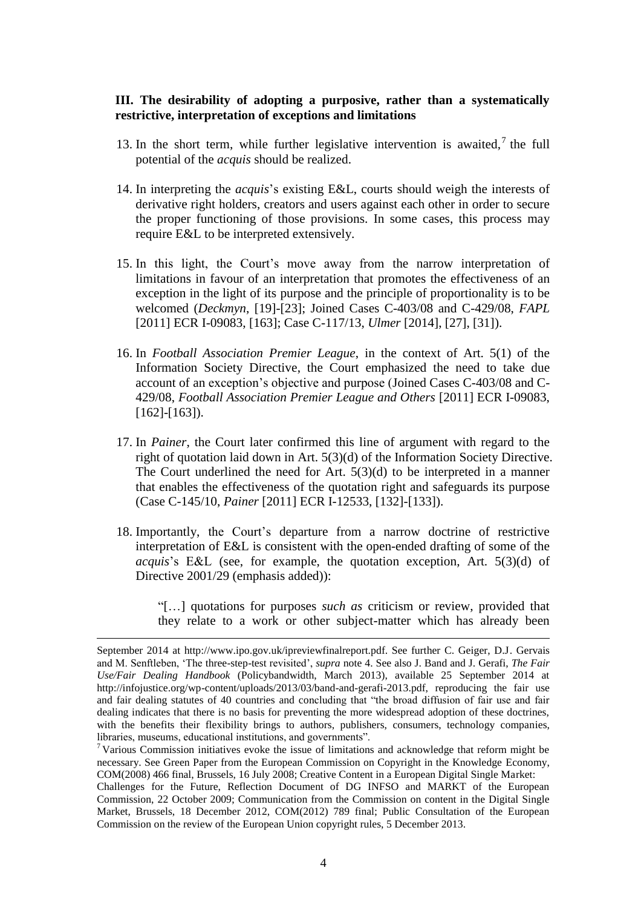### III. The desirability of adopting a purposive, rather than a systematically restrictive, interpretation of exceptions and limitations

13. In the short term, while further legislative intervention is awaited,[7] the full potential of the *acquis* should be realized.

14. In interpreting the *acquis*'s existing E&L, courts should weigh the interests of derivative right holders, creators and users against each other in order to secure the proper functioning of those provisions. In some cases, this process may require E&L to be interpreted extensively.

15. In this light, the Court's move away from the narrow interpretation of limitations in favour of an interpretation that promotes the effectiveness of an exception in the light of its purpose and the principle of proportionality is to be welcomed (*Deckmyn*, [19]-[23]; Joined Cases C-403/08 and C-429/08, *FAPL* [2011] ECR I-09083, [163]; Case C-117/13, *Ulmer* [2014], [27], [31]).

16. In *Football Association Premier League*, in the context of Art. 5(1) of the Information Society Directive, the Court emphasized the need to take due account of an exception's objective and purpose (Joined Cases C-403/08 and C-429/08, *Football Association Premier League and Others* [2011] ECR I-09083, [162]-[163]).

17. In *Painer*, the Court later confirmed this line of argument with regard to the right of quotation laid down in Art. 5(3)(d) of the Information Society Directive. The Court underlined the need for Art. 5(3)(d) to be interpreted in a manner that enables the effectiveness of the quotation right and safeguards its purpose (Case C-145/10, *Painer* [2011] ECR I-12533, [132]-[133]).

18. Importantly, the Court's departure from a narrow doctrine of restrictive interpretation of E&L is consistent with the open-ended drafting of some of the *acquis*'s E&L (see, for example, the quotation exception, Art. 5(3)(d) of Directive 2001/29 (emphasis added)):

> "[…] quotations for purposes *such as* criticism or review, provided that they relate to a work or other subject-matter which has already been

---

September 2014 at http://www.ipo.gov.uk/ipreviewfinalreport.pdf. See further C. Geiger, D.J. Gervais and M. Senftleben, 'The three-step-test revisited', *supra* note 4. See also J. Band and J. Gerafi, *The Fair Use/Fair Dealing Handbook* (Policybandwidth, March 2013), available 25 September 2014 at http://infojustice.org/wp-content/uploads/2013/03/band-and-gerafi-2013.pdf, reproducing the fair use and fair dealing statutes of 40 countries and concluding that "the broad diffusion of fair use and fair dealing indicates that there is no basis for preventing the more widespread adoption of these doctrines, with the benefits their flexibility brings to authors, publishers, consumers, technology companies, libraries, museums, educational institutions, and governments".

[7] Various Commission initiatives evoke the issue of limitations and acknowledge that reform might be necessary. See Green Paper from the European Commission on Copyright in the Knowledge Economy, COM(2008) 466 final, Brussels, 16 July 2008; Creative Content in a European Digital Single Market: Challenges for the Future, Reflection Document of DG INFSO and MARKT of the European Commission, 22 October 2009; Communication from the Commission on content in the Digital Single Market, Brussels, 18 December 2012, COM(2012) 789 final; Public Consultation of the European Commission on the review of the European Union copyright rules, 5 December 2013.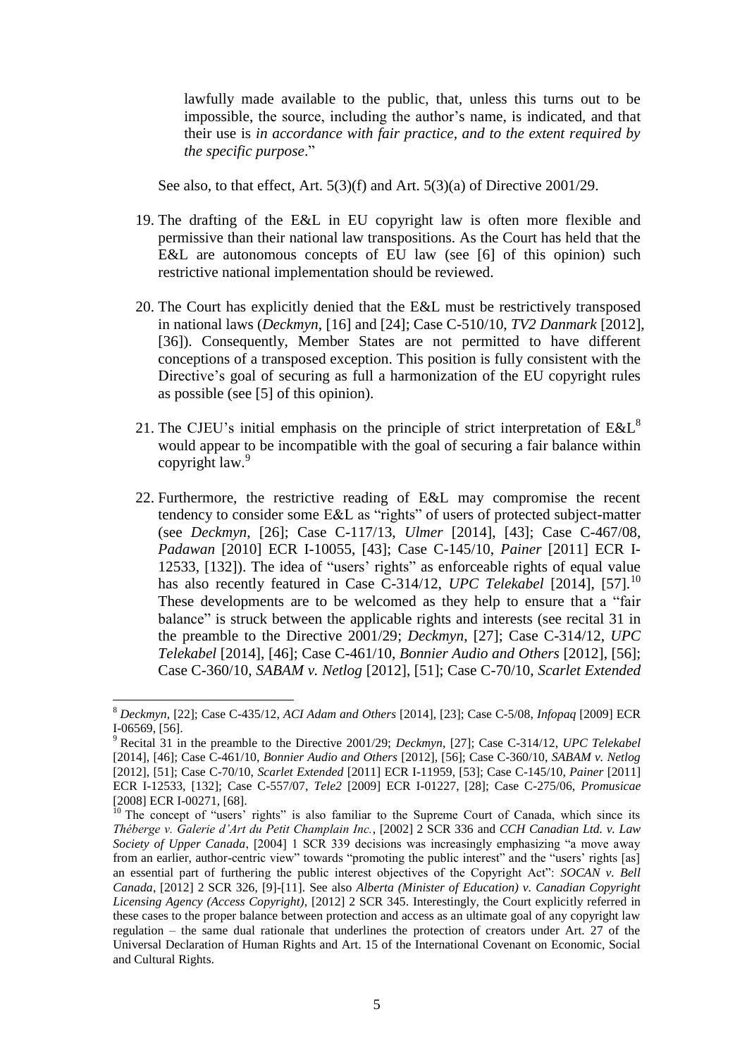> lawfully made available to the public, that, unless this turns out to be impossible, the source, including the author's name, is indicated, and that their use is *in accordance with fair practice, and to the extent required by the specific purpose*."

See also, to that effect, Art. 5(3)(f) and Art. 5(3)(a) of Directive 2001/29.

19. The drafting of the E&L in EU copyright law is often more flexible and permissive than their national law transpositions. As the Court has held that the E&L are autonomous concepts of EU law (see [6] of this opinion) such restrictive national implementation should be reviewed.

20. The Court has explicitly denied that the E&L must be restrictively transposed in national laws (*Deckmyn*, [16] and [24]; Case C-510/10, *TV2 Danmark* [2012], [36]). Consequently, Member States are not permitted to have different conceptions of a transposed exception. This position is fully consistent with the Directive's goal of securing as full a harmonization of the EU copyright rules as possible (see [5] of this opinion).

21. The CJEU's initial emphasis on the principle of strict interpretation of E&L[8] would appear to be incompatible with the goal of securing a fair balance within copyright law.[9]

22. Furthermore, the restrictive reading of E&L may compromise the recent tendency to consider some E&L as "rights" of users of protected subject-matter (see *Deckmyn*, [26]; Case C-117/13, *Ulmer* [2014], [43]; Case C-467/08, *Padawan* [2010] ECR I-10055, [43]; Case C-145/10, *Painer* [2011] ECR I-12533, [132]). The idea of "users' rights" as enforceable rights of equal value has also recently featured in Case C-314/12, *UPC Telekabel* [2014], [57].[10] These developments are to be welcomed as they help to ensure that a "fair balance" is struck between the applicable rights and interests (see recital 31 in the preamble to the Directive 2001/29; *Deckmyn*, [27]; Case C-314/12, *UPC Telekabel* [2014], [46]; Case C-461/10, *Bonnier Audio and Others* [2012], [56]; Case C-360/10, *SABAM v. Netlog* [2012], [51]; Case C-70/10, *Scarlet Extended*

---

[8] *Deckmyn*, [22]; Case C-435/12, *ACI Adam and Others* [2014], [23]; Case C-5/08, *Infopaq* [2009] ECR I-06569, [56].

[9] Recital 31 in the preamble to the Directive 2001/29; *Deckmyn*, [27]; Case C-314/12, *UPC Telekabel* [2014], [46]; Case C-461/10, *Bonnier Audio and Others* [2012], [56]; Case C-360/10, *SABAM v. Netlog* [2012], [51]; Case C-70/10, *Scarlet Extended* [2011] ECR I-11959, [53]; Case C-145/10, *Painer* [2011] ECR I-12533, [132]; Case C-557/07, *Tele2* [2009] ECR I-01227, [28]; Case C-275/06, *Promusicae* [2008] ECR I-00271, [68].

[10] The concept of "users' rights" is also familiar to the Supreme Court of Canada, which since its *Théberge v. Galerie d'Art du Petit Champlain Inc.*, [2002] 2 SCR 336 and *CCH Canadian Ltd. v. Law Society of Upper Canada*, [2004] 1 SCR 339 decisions was increasingly emphasizing "a move away from an earlier, author-centric view" towards "promoting the public interest" and the "users' rights [as] an essential part of furthering the public interest objectives of the Copyright Act": *SOCAN v. Bell Canada*, [2012] 2 SCR 326, [9]-[11]. See also *Alberta (Minister of Education) v. Canadian Copyright Licensing Agency (Access Copyright)*, [2012] 2 SCR 345. Interestingly, the Court explicitly referred in these cases to the proper balance between protection and access as an ultimate goal of any copyright law regulation – the same dual rationale that underlines the protection of creators under Art. 27 of the Universal Declaration of Human Rights and Art. 15 of the International Covenant on Economic, Social and Cultural Rights.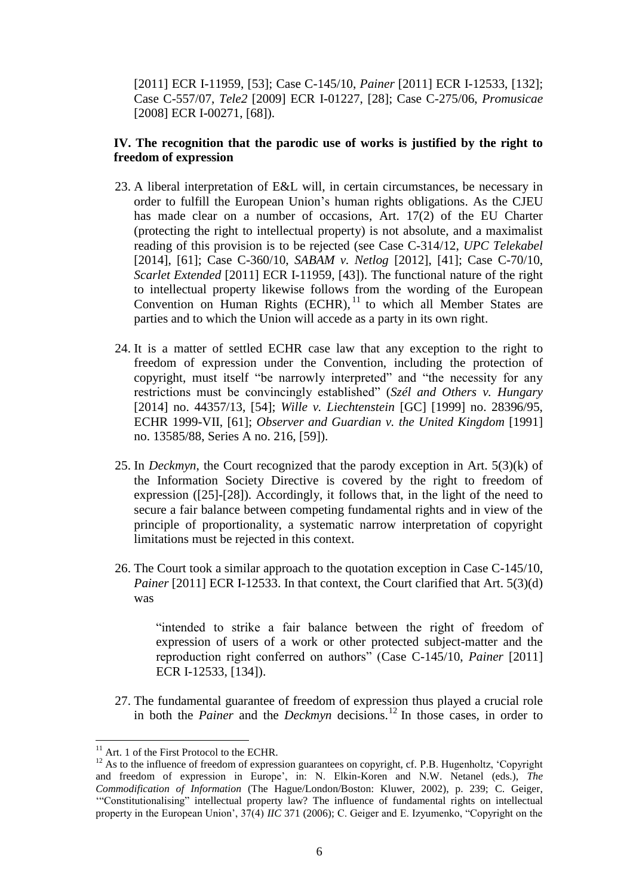[2011] ECR I-11959, [53]; Case C-145/10, *Painer* [2011] ECR I-12533, [132]; Case C-557/07, *Tele2* [2009] ECR I-01227, [28]; Case C-275/06, *Promusicae* [2008] ECR I-00271, [68]).

### IV. The recognition that the parodic use of works is justified by the right to freedom of expression

23. A liberal interpretation of E&L will, in certain circumstances, be necessary in order to fulfill the European Union's human rights obligations. As the CJEU has made clear on a number of occasions, Art. 17(2) of the EU Charter (protecting the right to intellectual property) is not absolute, and a maximalist reading of this provision is to be rejected (see Case C-314/12, *UPC Telekabel* [2014], [61]; Case C-360/10, *SABAM v. Netlog* [2012], [41]; Case C-70/10, *Scarlet Extended* [2011] ECR I-11959, [43]). The functional nature of the right to intellectual property likewise follows from the wording of the European Convention on Human Rights (ECHR),[11] to which all Member States are parties and to which the Union will accede as a party in its own right.

24. It is a matter of settled ECHR case law that any exception to the right to freedom of expression under the Convention, including the protection of copyright, must itself "be narrowly interpreted" and "the necessity for any restrictions must be convincingly established" (*Szél and Others v. Hungary* [2014] no. 44357/13, [54]; *Wille v. Liechtenstein* [GC] [1999] no. 28396/95, ECHR 1999-VII, [61]; *Observer and Guardian v. the United Kingdom* [1991] no. 13585/88, Series A no. 216, [59]).

25. In *Deckmyn*, the Court recognized that the parody exception in Art. 5(3)(k) of the Information Society Directive is covered by the right to freedom of expression ([25]-[28]). Accordingly, it follows that, in the light of the need to secure a fair balance between competing fundamental rights and in view of the principle of proportionality, a systematic narrow interpretation of copyright limitations must be rejected in this context.

26. The Court took a similar approach to the quotation exception in Case C-145/10, *Painer* [2011] ECR I-12533. In that context, the Court clarified that Art. 5(3)(d) was

   > "intended to strike a fair balance between the right of freedom of expression of users of a work or other protected subject-matter and the reproduction right conferred on authors" (Case C-145/10, *Painer* [2011] ECR I-12533, [134]).

27. The fundamental guarantee of freedom of expression thus played a crucial role in both the *Painer* and the *Deckmyn* decisions.[12] In those cases, in order to

---

[11] Art. 1 of the First Protocol to the ECHR.

[12] As to the influence of freedom of expression guarantees on copyright, cf. P.B. Hugenholtz, 'Copyright and freedom of expression in Europe', in: N. Elkin-Koren and N.W. Netanel (eds.), *The Commodification of Information* (The Hague/London/Boston: Kluwer, 2002), p. 239; C. Geiger, '"Constitutionalising" intellectual property law? The influence of fundamental rights on intellectual property in the European Union', 37(4) *IIC* 371 (2006); C. Geiger and E. Izyumenko, "Copyright on the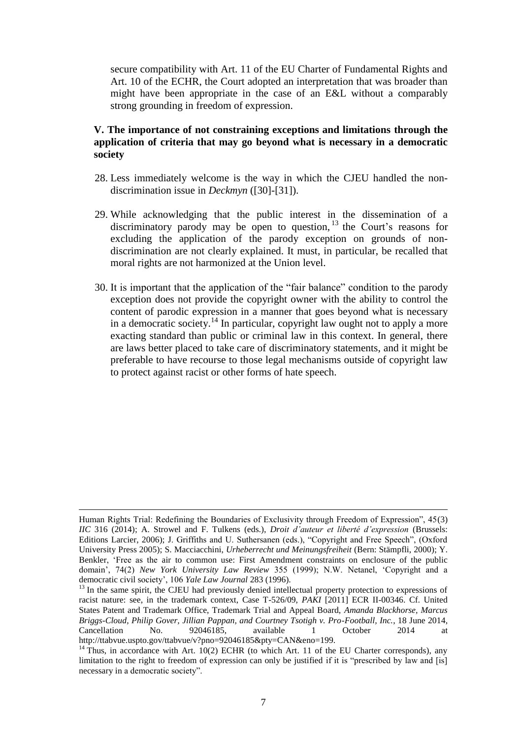secure compatibility with Art. 11 of the EU Charter of Fundamental Rights and Art. 10 of the ECHR, the Court adopted an interpretation that was broader than might have been appropriate in the case of an E&L without a comparably strong grounding in freedom of expression.

### V. The importance of not constraining exceptions and limitations through the application of criteria that may go beyond what is necessary in a democratic society

28. Less immediately welcome is the way in which the CJEU handled the non-discrimination issue in *Deckmyn* ([30]-[31]).

29. While acknowledging that the public interest in the dissemination of a discriminatory parody may be open to question,[13] the Court's reasons for excluding the application of the parody exception on grounds of non-discrimination are not clearly explained. It must, in particular, be recalled that moral rights are not harmonized at the Union level.

30. It is important that the application of the "fair balance" condition to the parody exception does not provide the copyright owner with the ability to control the content of parodic expression in a manner that goes beyond what is necessary in a democratic society.[14] In particular, copyright law ought not to apply a more exacting standard than public or criminal law in this context. In general, there are laws better placed to take care of discriminatory statements, and it might be preferable to have recourse to those legal mechanisms outside of copyright law to protect against racist or other forms of hate speech.

---

Human Rights Trial: Redefining the Boundaries of Exclusivity through Freedom of Expression", 45(3) *IIC* 316 (2014); A. Strowel and F. Tulkens (eds.), *Droit d'auteur et liberté d'expression* (Brussels: Editions Larcier, 2006); J. Griffiths and U. Suthersanen (eds.), "Copyright and Free Speech", (Oxford University Press 2005); S. Macciacchini, *Urheberrecht und Meinungsfreiheit* (Bern: Stämpfli, 2000); Y. Benkler, 'Free as the air to common use: First Amendment constraints on enclosure of the public domain', 74(2) *New York University Law Review* 355 (1999); N.W. Netanel, 'Copyright and a democratic civil society', 106 *Yale Law Journal* 283 (1996).

[13] In the same spirit, the CJEU had previously denied intellectual property protection to expressions of racist nature: see, in the trademark context, Case T-526/09, *PAKI* [2011] ECR II-00346. Cf. United States Patent and Trademark Office, Trademark Trial and Appeal Board, *Amanda Blackhorse, Marcus Briggs-Cloud, Philip Gover, Jillian Pappan, and Courtney Tsotigh v. Pro-Football, Inc.*, 18 June 2014, Cancellation No. 92046185, available 1 October 2014 at http://ttabvue.uspto.gov/ttabvue/v?pno=92046185&pty=CAN&eno=199.

[14] Thus, in accordance with Art. 10(2) ECHR (to which Art. 11 of the EU Charter corresponds), any limitation to the right to freedom of expression can only be justified if it is "prescribed by law and [is] necessary in a democratic society".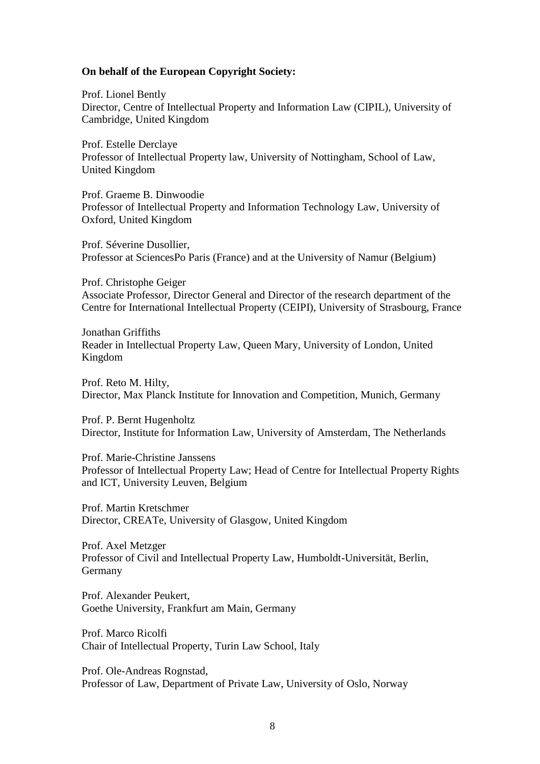**On behalf of the European Copyright Society:**

Prof. Lionel Bently
Director, Centre of Intellectual Property and Information Law (CIPIL), University of Cambridge, United Kingdom

Prof. Estelle Derclaye
Professor of Intellectual Property law, University of Nottingham, School of Law, United Kingdom

Prof. Graeme B. Dinwoodie
Professor of Intellectual Property and Information Technology Law, University of Oxford, United Kingdom

Prof. Séverine Dusollier,
Professor at SciencesPo Paris (France) and at the University of Namur (Belgium)

Prof. Christophe Geiger
Associate Professor, Director General and Director of the research department of the Centre for International Intellectual Property (CEIPI), University of Strasbourg, France

Jonathan Griffiths
Reader in Intellectual Property Law, Queen Mary, University of London, United Kingdom

Prof. Reto M. Hilty,
Director, Max Planck Institute for Innovation and Competition, Munich, Germany

Prof. P. Bernt Hugenholtz
Director, Institute for Information Law, University of Amsterdam, The Netherlands

Prof. Marie-Christine Janssens
Professor of Intellectual Property Law; Head of Centre for Intellectual Property Rights and ICT, University Leuven, Belgium

Prof. Martin Kretschmer
Director, CREATe, University of Glasgow, United Kingdom

Prof. Axel Metzger
Professor of Civil and Intellectual Property Law, Humboldt-Universität, Berlin, Germany

Prof. Alexander Peukert,
Goethe University, Frankfurt am Main, Germany

Prof. Marco Ricolfi
Chair of Intellectual Property, Turin Law School, Italy

Prof. Ole-Andreas Rognstad,
Professor of Law, Department of Private Law, University of Oslo, Norway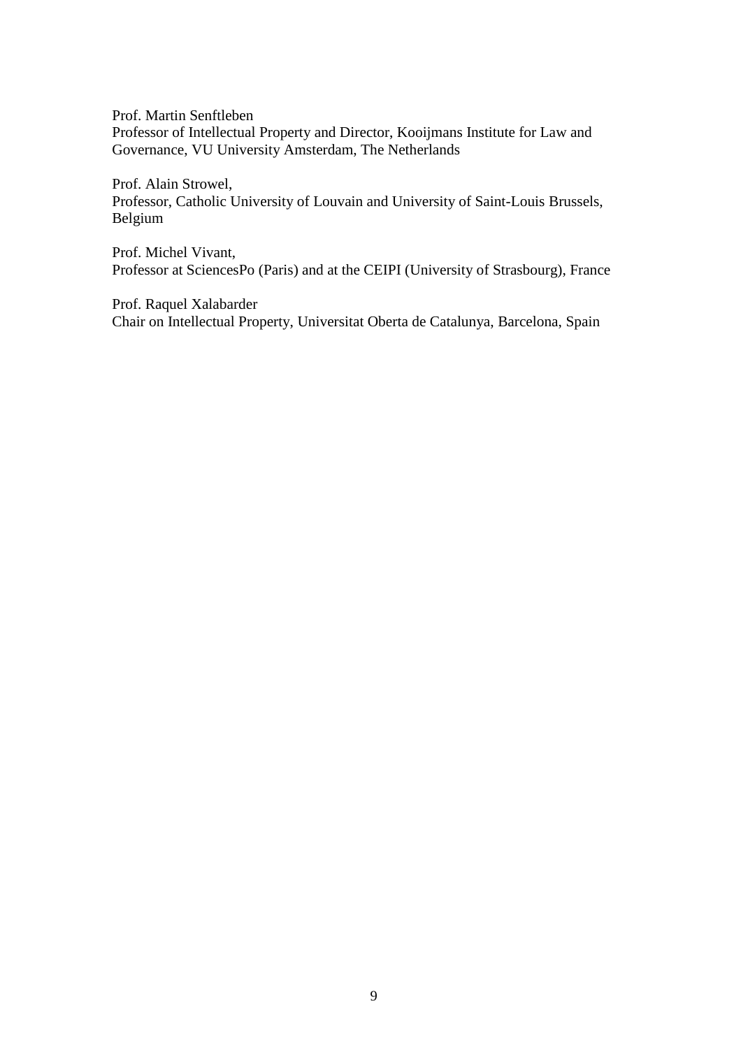Prof. Martin Senftleben
Professor of Intellectual Property and Director, Kooijmans Institute for Law and Governance, VU University Amsterdam, The Netherlands

Prof. Alain Strowel,
Professor, Catholic University of Louvain and University of Saint-Louis Brussels, Belgium

Prof. Michel Vivant,
Professor at SciencesPo (Paris) and at the CEIPI (University of Strasbourg), France

Prof. Raquel Xalabarder
Chair on Intellectual Property, Universitat Oberta de Catalunya, Barcelona, Spain